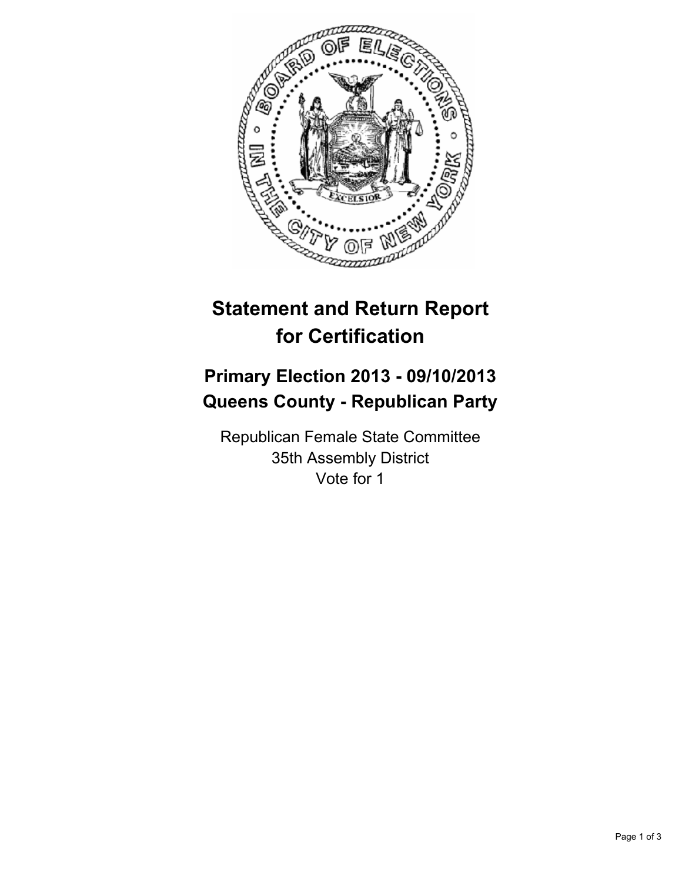# Statement and Return Report for Certification

## Primary Election 2013 - 09/10/2013
## Queens County - Republican Party

Republican Female State Committee
35th Assembly District
Vote for 1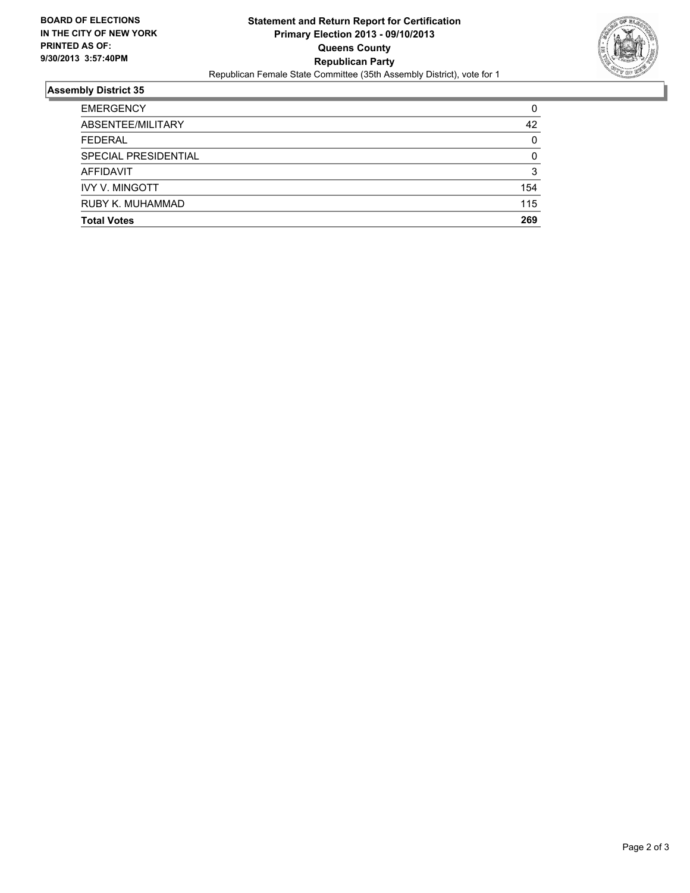**BOARD OF ELECTIONS IN THE CITY OF NEW YORK PRINTED AS OF: 9/30/2013 3:57:40PM**

# Statement and Return Report for Certification
## Primary Election 2013 - 09/10/2013
## Queens County
## Republican Party

Republican Female State Committee (35th Assembly District), vote for 1

### Assembly District 35

| | |
|---|---|
| EMERGENCY | 0 |
| ABSENTEE/MILITARY | 42 |
| FEDERAL | 0 |
| SPECIAL PRESIDENTIAL | 0 |
| AFFIDAVIT | 3 |
| IVY V. MINGOTT | 154 |
| RUBY K. MUHAMMAD | 115 |
| **Total Votes** | **269** |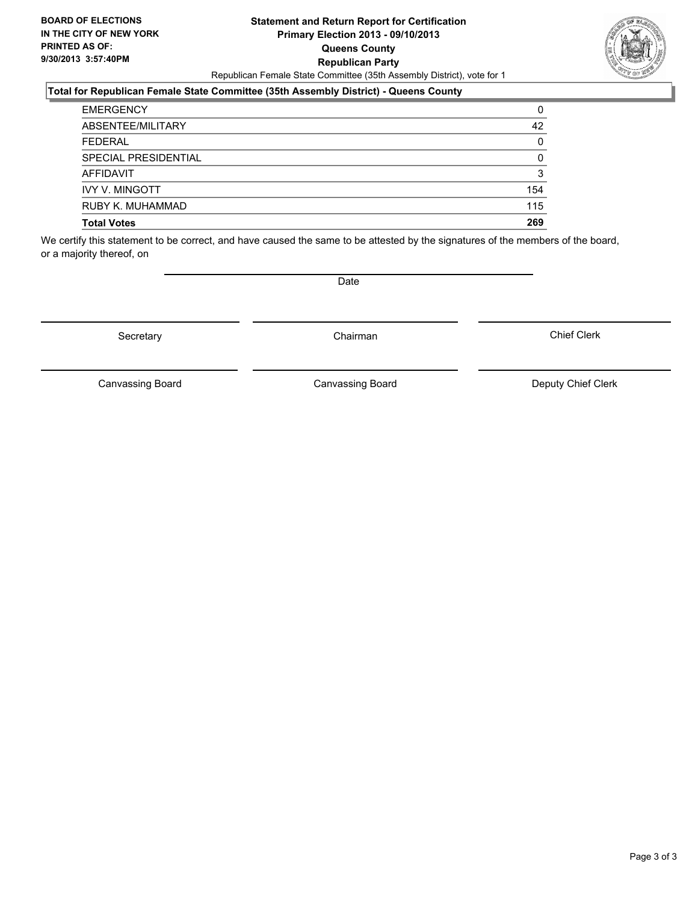**BOARD OF ELECTIONS IN THE CITY OF NEW YORK PRINTED AS OF: 9/30/2013 3:57:40PM**

**Statement and Return Report for Certification**
**Primary Election 2013 - 09/10/2013**
**Queens County**
**Republican Party**

Republican Female State Committee (35th Assembly District), vote for 1

**Total for Republican Female State Committee (35th Assembly District) - Queens County**

| | |
|---|---|
| EMERGENCY | 0 |
| ABSENTEE/MILITARY | 42 |
| FEDERAL | 0 |
| SPECIAL PRESIDENTIAL | 0 |
| AFFIDAVIT | 3 |
| IVY V. MINGOTT | 154 |
| RUBY K. MUHAMMAD | 115 |
| **Total Votes** | **269** |

We certify this statement to be correct, and have caused the same to be attested by the signatures of the members of the board, or a majority thereof, on

Date

Secretary | Chairman | Chief Clerk

Canvassing Board | Canvassing Board | Deputy Chief Clerk